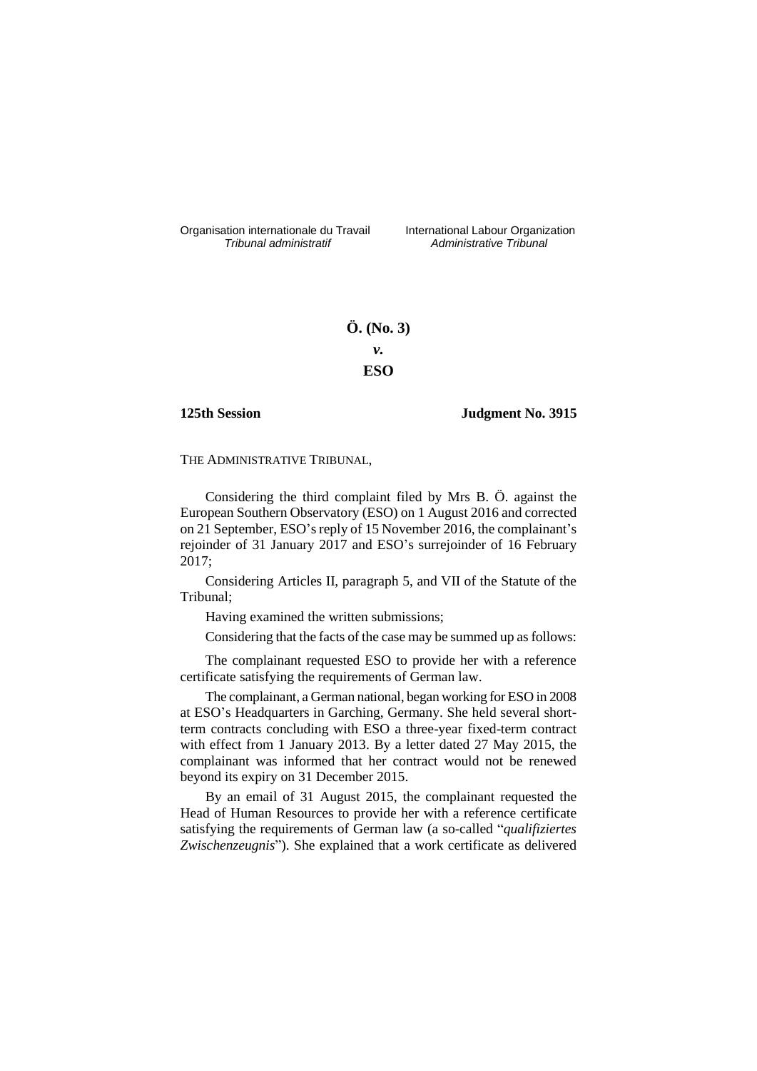Organisation internationale du Travail
*Tribunal administratif*

International Labour Organization
*Administrative Tribunal*

**Ö. (No. 3)**

***v.***

**ESO**

**125th Session** **Judgment No. 3915**

THE ADMINISTRATIVE TRIBUNAL,

Considering the third complaint filed by Mrs B. Ö. against the European Southern Observatory (ESO) on 1 August 2016 and corrected on 21 September, ESO's reply of 15 November 2016, the complainant's rejoinder of 31 January 2017 and ESO's surrejoinder of 16 February 2017;

Considering Articles II, paragraph 5, and VII of the Statute of the Tribunal;

Having examined the written submissions;

Considering that the facts of the case may be summed up as follows:

The complainant requested ESO to provide her with a reference certificate satisfying the requirements of German law.

The complainant, a German national, began working for ESO in 2008 at ESO's Headquarters in Garching, Germany. She held several short-term contracts concluding with ESO a three-year fixed-term contract with effect from 1 January 2013. By a letter dated 27 May 2015, the complainant was informed that her contract would not be renewed beyond its expiry on 31 December 2015.

By an email of 31 August 2015, the complainant requested the Head of Human Resources to provide her with a reference certificate satisfying the requirements of German law (a so-called "*qualifiziertes Zwischenzeugnis*"). She explained that a work certificate as delivered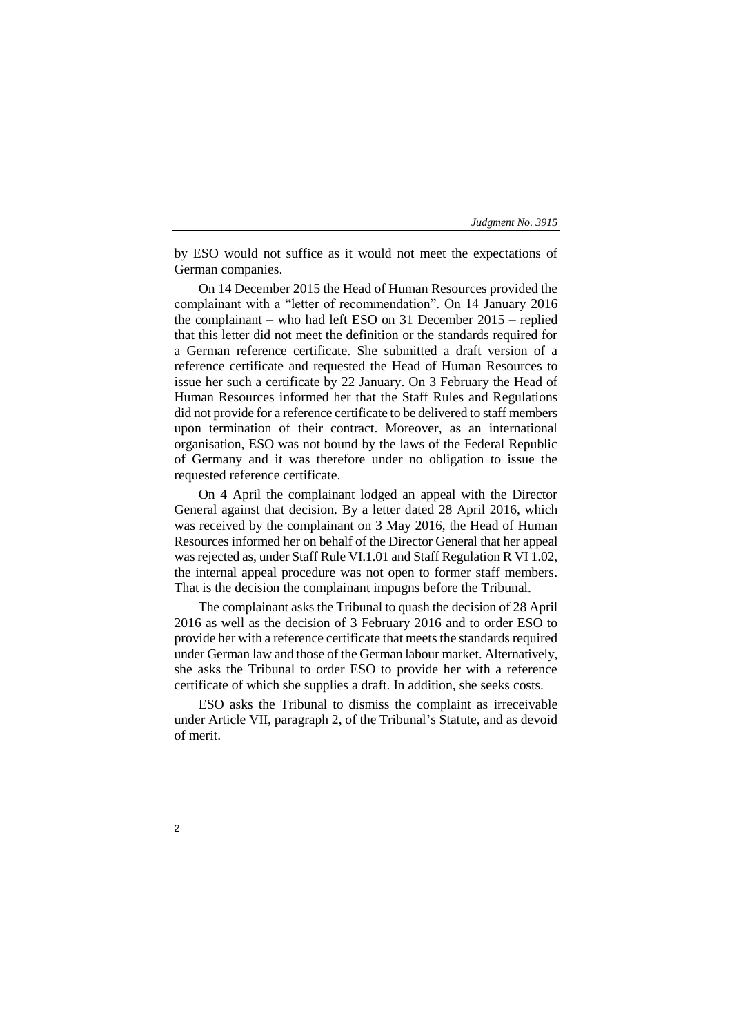by ESO would not suffice as it would not meet the expectations of German companies.

On 14 December 2015 the Head of Human Resources provided the complainant with a "letter of recommendation". On 14 January 2016 the complainant – who had left ESO on 31 December 2015 – replied that this letter did not meet the definition or the standards required for a German reference certificate. She submitted a draft version of a reference certificate and requested the Head of Human Resources to issue her such a certificate by 22 January. On 3 February the Head of Human Resources informed her that the Staff Rules and Regulations did not provide for a reference certificate to be delivered to staff members upon termination of their contract. Moreover, as an international organisation, ESO was not bound by the laws of the Federal Republic of Germany and it was therefore under no obligation to issue the requested reference certificate.

On 4 April the complainant lodged an appeal with the Director General against that decision. By a letter dated 28 April 2016, which was received by the complainant on 3 May 2016, the Head of Human Resources informed her on behalf of the Director General that her appeal was rejected as, under Staff Rule VI.1.01 and Staff Regulation R VI 1.02, the internal appeal procedure was not open to former staff members. That is the decision the complainant impugns before the Tribunal.

The complainant asks the Tribunal to quash the decision of 28 April 2016 as well as the decision of 3 February 2016 and to order ESO to provide her with a reference certificate that meets the standards required under German law and those of the German labour market. Alternatively, she asks the Tribunal to order ESO to provide her with a reference certificate of which she supplies a draft. In addition, she seeks costs.

ESO asks the Tribunal to dismiss the complaint as irreceivable under Article VII, paragraph 2, of the Tribunal's Statute, and as devoid of merit.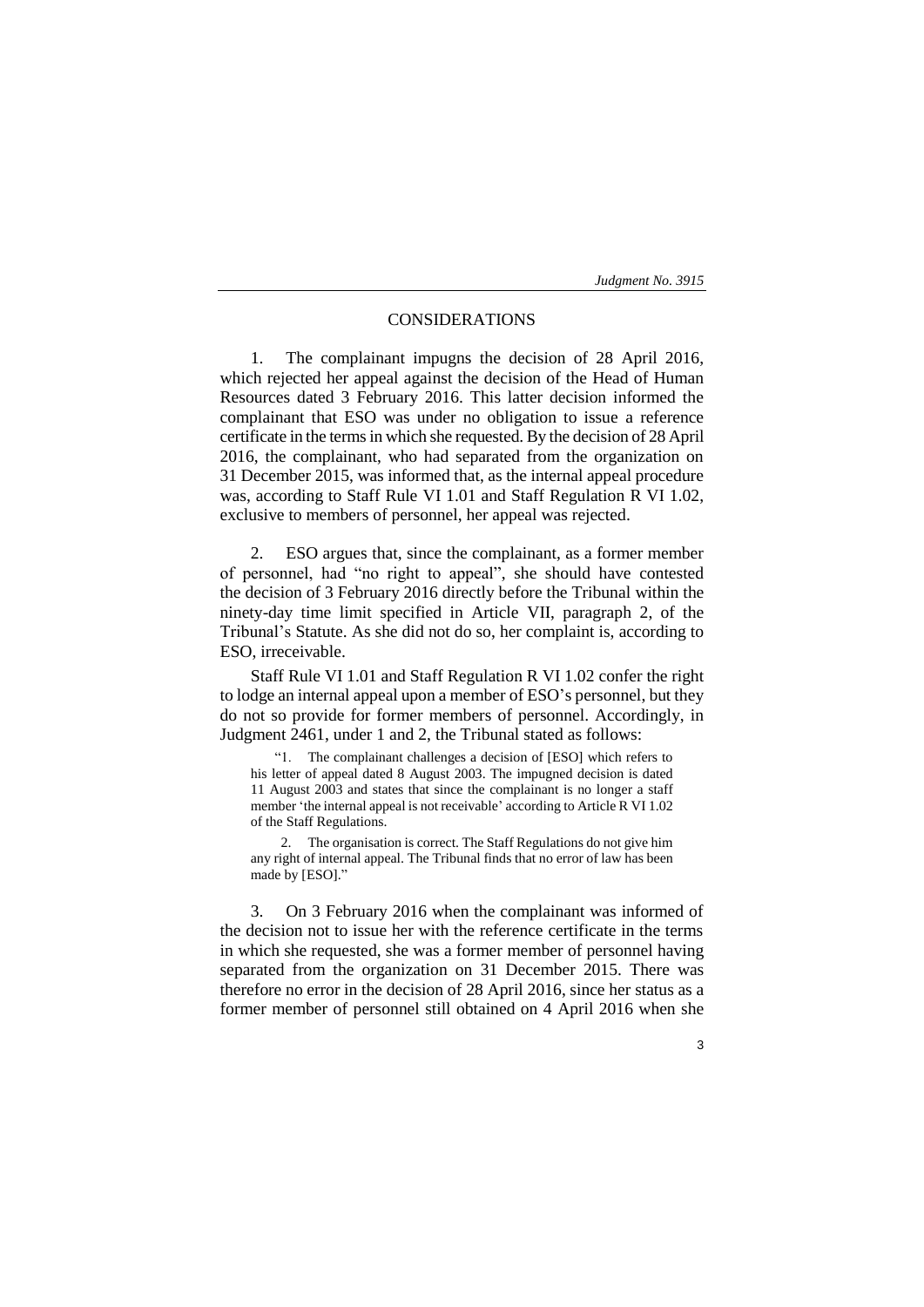## CONSIDERATIONS

1. The complainant impugns the decision of 28 April 2016, which rejected her appeal against the decision of the Head of Human Resources dated 3 February 2016. This latter decision informed the complainant that ESO was under no obligation to issue a reference certificate in the terms in which she requested. By the decision of 28 April 2016, the complainant, who had separated from the organization on 31 December 2015, was informed that, as the internal appeal procedure was, according to Staff Rule VI 1.01 and Staff Regulation R VI 1.02, exclusive to members of personnel, her appeal was rejected.

2. ESO argues that, since the complainant, as a former member of personnel, had "no right to appeal", she should have contested the decision of 3 February 2016 directly before the Tribunal within the ninety-day time limit specified in Article VII, paragraph 2, of the Tribunal's Statute. As she did not do so, her complaint is, according to ESO, irreceivable.

Staff Rule VI 1.01 and Staff Regulation R VI 1.02 confer the right to lodge an internal appeal upon a member of ESO's personnel, but they do not so provide for former members of personnel. Accordingly, in Judgment 2461, under 1 and 2, the Tribunal stated as follows:

> "1. The complainant challenges a decision of [ESO] which refers to his letter of appeal dated 8 August 2003. The impugned decision is dated 11 August 2003 and states that since the complainant is no longer a staff member 'the internal appeal is not receivable' according to Article R VI 1.02 of the Staff Regulations.
>
> 2. The organisation is correct. The Staff Regulations do not give him any right of internal appeal. The Tribunal finds that no error of law has been made by [ESO]."

3. On 3 February 2016 when the complainant was informed of the decision not to issue her with the reference certificate in the terms in which she requested, she was a former member of personnel having separated from the organization on 31 December 2015. There was therefore no error in the decision of 28 April 2016, since her status as a former member of personnel still obtained on 4 April 2016 when she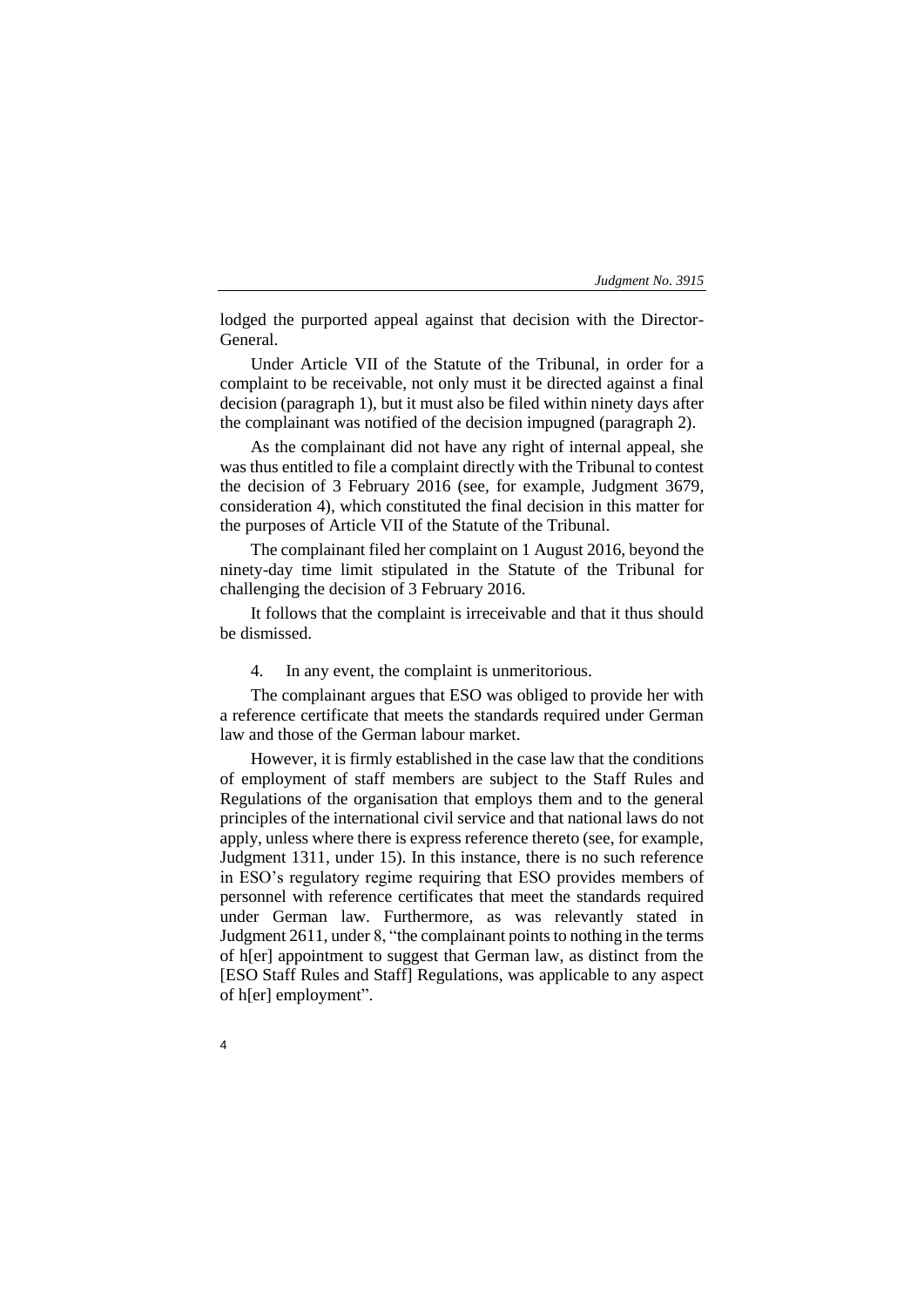lodged the purported appeal against that decision with the Director-General.

Under Article VII of the Statute of the Tribunal, in order for a complaint to be receivable, not only must it be directed against a final decision (paragraph 1), but it must also be filed within ninety days after the complainant was notified of the decision impugned (paragraph 2).

As the complainant did not have any right of internal appeal, she was thus entitled to file a complaint directly with the Tribunal to contest the decision of 3 February 2016 (see, for example, Judgment 3679, consideration 4), which constituted the final decision in this matter for the purposes of Article VII of the Statute of the Tribunal.

The complainant filed her complaint on 1 August 2016, beyond the ninety-day time limit stipulated in the Statute of the Tribunal for challenging the decision of 3 February 2016.

It follows that the complaint is irreceivable and that it thus should be dismissed.

4. In any event, the complaint is unmeritorious.

The complainant argues that ESO was obliged to provide her with a reference certificate that meets the standards required under German law and those of the German labour market.

However, it is firmly established in the case law that the conditions of employment of staff members are subject to the Staff Rules and Regulations of the organisation that employs them and to the general principles of the international civil service and that national laws do not apply, unless where there is express reference thereto (see, for example, Judgment 1311, under 15). In this instance, there is no such reference in ESO's regulatory regime requiring that ESO provides members of personnel with reference certificates that meet the standards required under German law. Furthermore, as was relevantly stated in Judgment 2611, under 8, "the complainant points to nothing in the terms of h[er] appointment to suggest that German law, as distinct from the [ESO Staff Rules and Staff] Regulations, was applicable to any aspect of h[er] employment".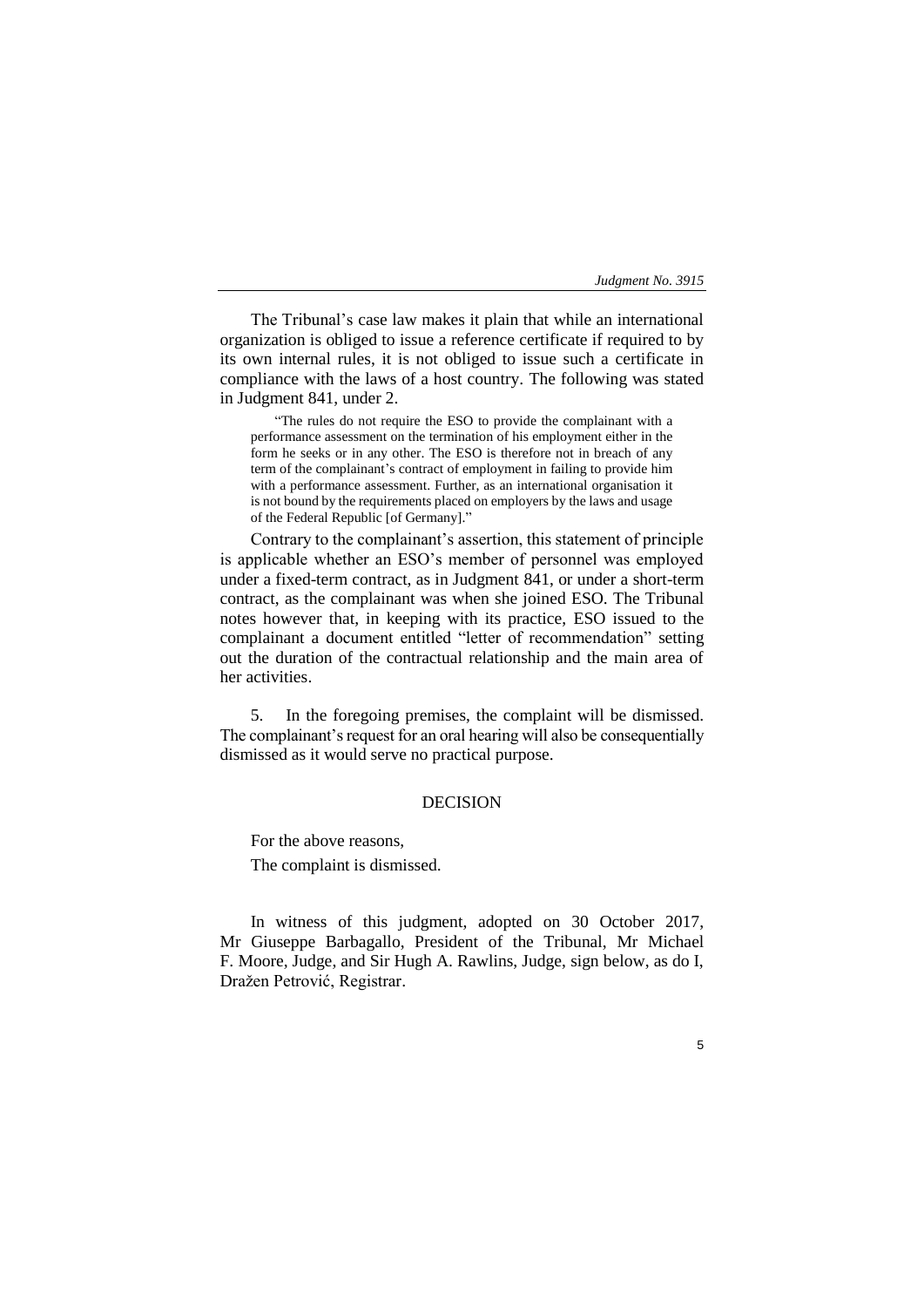The Tribunal's case law makes it plain that while an international organization is obliged to issue a reference certificate if required to by its own internal rules, it is not obliged to issue such a certificate in compliance with the laws of a host country. The following was stated in Judgment 841, under 2.

> "The rules do not require the ESO to provide the complainant with a performance assessment on the termination of his employment either in the form he seeks or in any other. The ESO is therefore not in breach of any term of the complainant's contract of employment in failing to provide him with a performance assessment. Further, as an international organisation it is not bound by the requirements placed on employers by the laws and usage of the Federal Republic [of Germany]."

Contrary to the complainant's assertion, this statement of principle is applicable whether an ESO's member of personnel was employed under a fixed-term contract, as in Judgment 841, or under a short-term contract, as the complainant was when she joined ESO. The Tribunal notes however that, in keeping with its practice, ESO issued to the complainant a document entitled "letter of recommendation" setting out the duration of the contractual relationship and the main area of her activities.

5. In the foregoing premises, the complaint will be dismissed. The complainant's request for an oral hearing will also be consequentially dismissed as it would serve no practical purpose.

## DECISION

For the above reasons,

The complaint is dismissed.

In witness of this judgment, adopted on 30 October 2017, Mr Giuseppe Barbagallo, President of the Tribunal, Mr Michael F. Moore, Judge, and Sir Hugh A. Rawlins, Judge, sign below, as do I, Dražen Petrović, Registrar.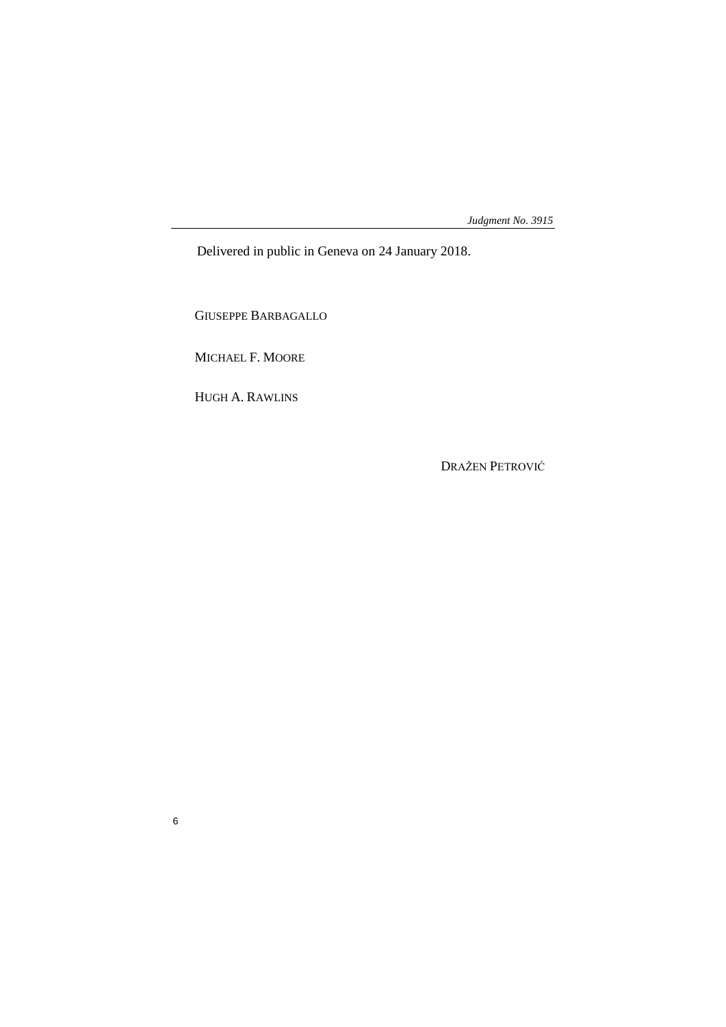Delivered in public in Geneva on 24 January 2018.

GIUSEPPE BARBAGALLO

MICHAEL F. MOORE

HUGH A. RAWLINS

DRAŽEN PETROVIĆ